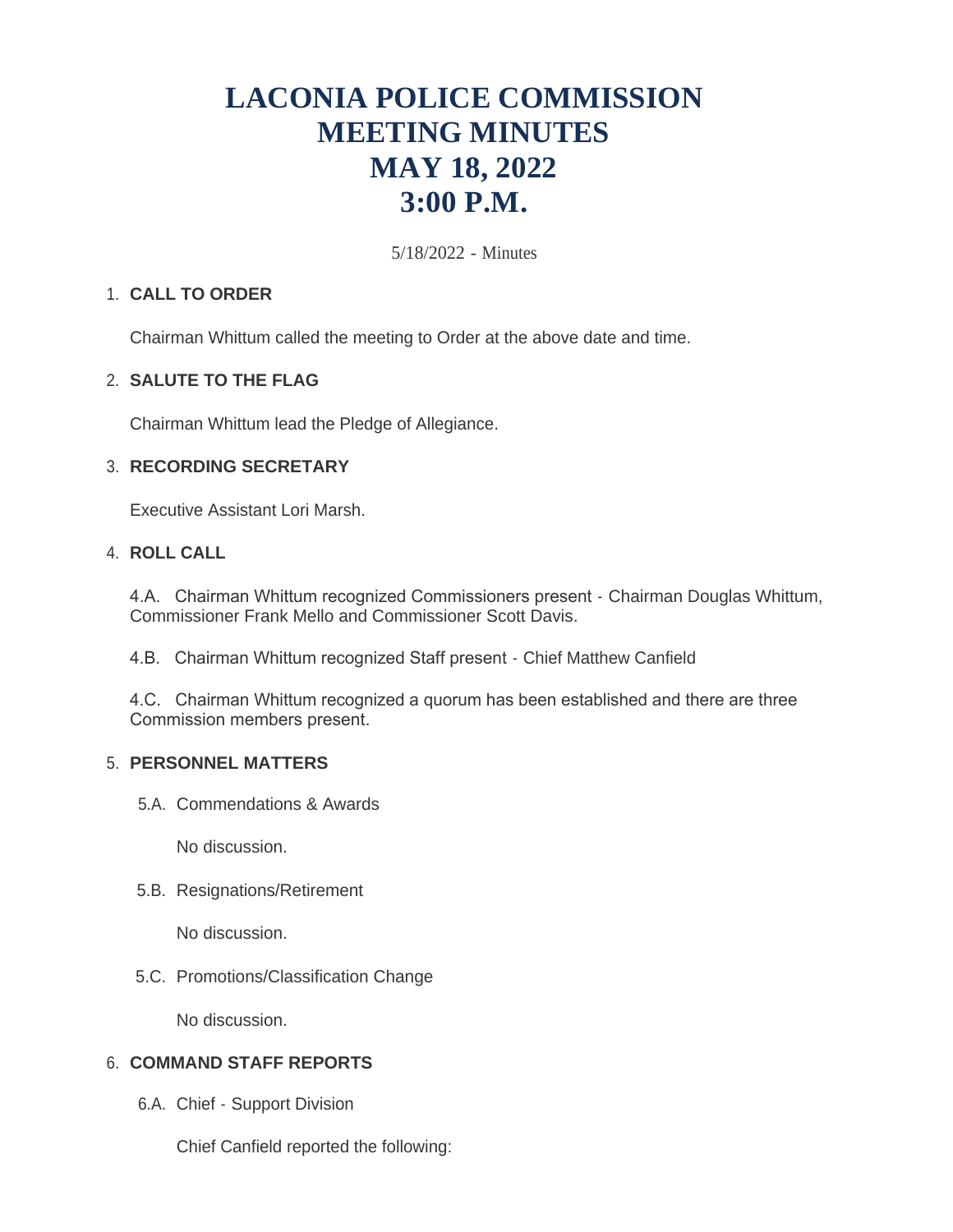# LACONIA POLICE COMMISSION MEETING MINUTES MAY 18, 2022 3:00 P.M.

5/18/2022 - Minutes

1. **CALL TO ORDER**

   Chairman Whittum called the meeting to Order at the above date and time.

2. **SALUTE TO THE FLAG**

   Chairman Whittum lead the Pledge of Allegiance.

3. **RECORDING SECRETARY**

   Executive Assistant Lori Marsh.

4. **ROLL CALL**

   4.A. Chairman Whittum recognized Commissioners present - Chairman Douglas Whittum, Commissioner Frank Mello and Commissioner Scott Davis.

   4.B. Chairman Whittum recognized Staff present - Chief Matthew Canfield

   4.C. Chairman Whittum recognized a quorum has been established and there are three Commission members present.

5. **PERSONNEL MATTERS**

   5.A. Commendations & Awards

   No discussion.

   5.B. Resignations/Retirement

   No discussion.

   5.C. Promotions/Classification Change

   No discussion.

6. **COMMAND STAFF REPORTS**

   6.A. Chief - Support Division

   Chief Canfield reported the following: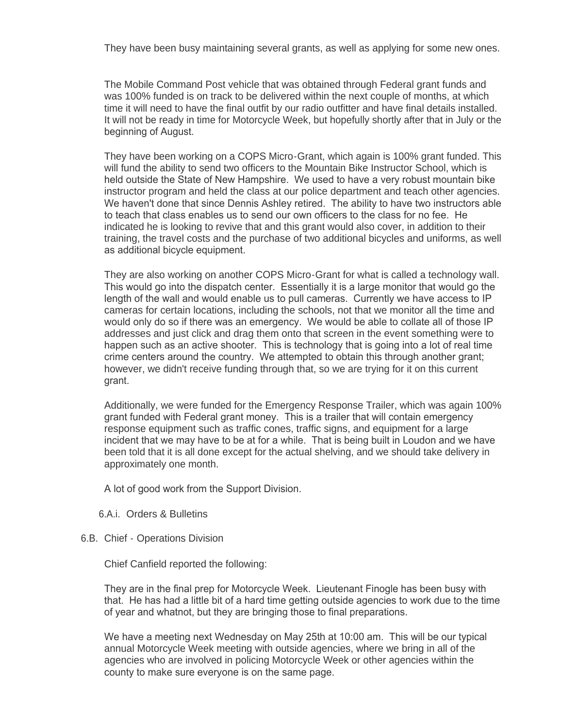They have been busy maintaining several grants, as well as applying for some new ones.

The Mobile Command Post vehicle that was obtained through Federal grant funds and was 100% funded is on track to be delivered within the next couple of months, at which time it will need to have the final outfit by our radio outfitter and have final details installed. It will not be ready in time for Motorcycle Week, but hopefully shortly after that in July or the beginning of August.

They have been working on a COPS Micro-Grant, which again is 100% grant funded. This will fund the ability to send two officers to the Mountain Bike Instructor School, which is held outside the State of New Hampshire. We used to have a very robust mountain bike instructor program and held the class at our police department and teach other agencies. We haven't done that since Dennis Ashley retired. The ability to have two instructors able to teach that class enables us to send our own officers to the class for no fee. He indicated he is looking to revive that and this grant would also cover, in addition to their training, the travel costs and the purchase of two additional bicycles and uniforms, as well as additional bicycle equipment.

They are also working on another COPS Micro-Grant for what is called a technology wall. This would go into the dispatch center. Essentially it is a large monitor that would go the length of the wall and would enable us to pull cameras. Currently we have access to IP cameras for certain locations, including the schools, not that we monitor all the time and would only do so if there was an emergency. We would be able to collate all of those IP addresses and just click and drag them onto that screen in the event something were to happen such as an active shooter. This is technology that is going into a lot of real time crime centers around the country. We attempted to obtain this through another grant; however, we didn't receive funding through that, so we are trying for it on this current grant.

Additionally, we were funded for the Emergency Response Trailer, which was again 100% grant funded with Federal grant money. This is a trailer that will contain emergency response equipment such as traffic cones, traffic signs, and equipment for a large incident that we may have to be at for a while. That is being built in Loudon and we have been told that it is all done except for the actual shelving, and we should take delivery in approximately one month.

A lot of good work from the Support Division.

6.A.i. Orders & Bulletins

6.B. Chief - Operations Division

Chief Canfield reported the following:

They are in the final prep for Motorcycle Week. Lieutenant Finogle has been busy with that. He has had a little bit of a hard time getting outside agencies to work due to the time of year and whatnot, but they are bringing those to final preparations.

We have a meeting next Wednesday on May 25th at 10:00 am. This will be our typical annual Motorcycle Week meeting with outside agencies, where we bring in all of the agencies who are involved in policing Motorcycle Week or other agencies within the county to make sure everyone is on the same page.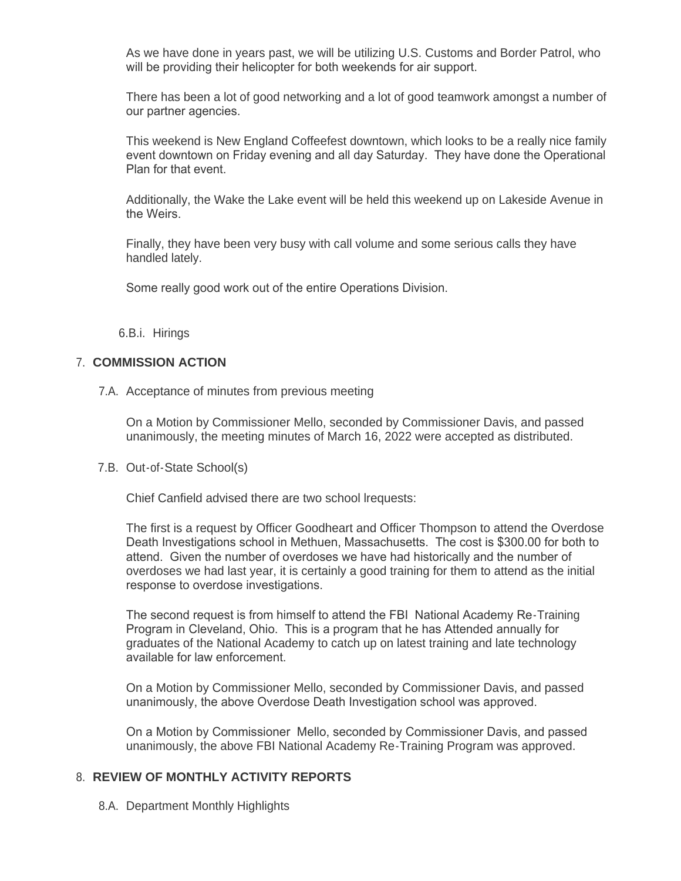As we have done in years past, we will be utilizing U.S. Customs and Border Patrol, who will be providing their helicopter for both weekends for air support.

There has been a lot of good networking and a lot of good teamwork amongst a number of our partner agencies.

This weekend is New England Coffeefest downtown, which looks to be a really nice family event downtown on Friday evening and all day Saturday. They have done the Operational Plan for that event.

Additionally, the Wake the Lake event will be held this weekend up on Lakeside Avenue in the Weirs.

Finally, they have been very busy with call volume and some serious calls they have handled lately.

Some really good work out of the entire Operations Division.

6.B.i. Hirings

## 7. COMMISSION ACTION

7.A. Acceptance of minutes from previous meeting

On a Motion by Commissioner Mello, seconded by Commissioner Davis, and passed unanimously, the meeting minutes of March 16, 2022 were accepted as distributed.

7.B. Out-of-State School(s)

Chief Canfield advised there are two school lrequests:

The first is a request by Officer Goodheart and Officer Thompson to attend the Overdose Death Investigations school in Methuen, Massachusetts. The cost is $300.00 for both to attend. Given the number of overdoses we have had historically and the number of overdoses we had last year, it is certainly a good training for them to attend as the initial response to overdose investigations.

The second request is from himself to attend the FBI National Academy Re-Training Program in Cleveland, Ohio. This is a program that he has Attended annually for graduates of the National Academy to catch up on latest training and late technology available for law enforcement.

On a Motion by Commissioner Mello, seconded by Commissioner Davis, and passed unanimously, the above Overdose Death Investigation school was approved.

On a Motion by Commissioner Mello, seconded by Commissioner Davis, and passed unanimously, the above FBI National Academy Re-Training Program was approved.

## 8. REVIEW OF MONTHLY ACTIVITY REPORTS

8.A. Department Monthly Highlights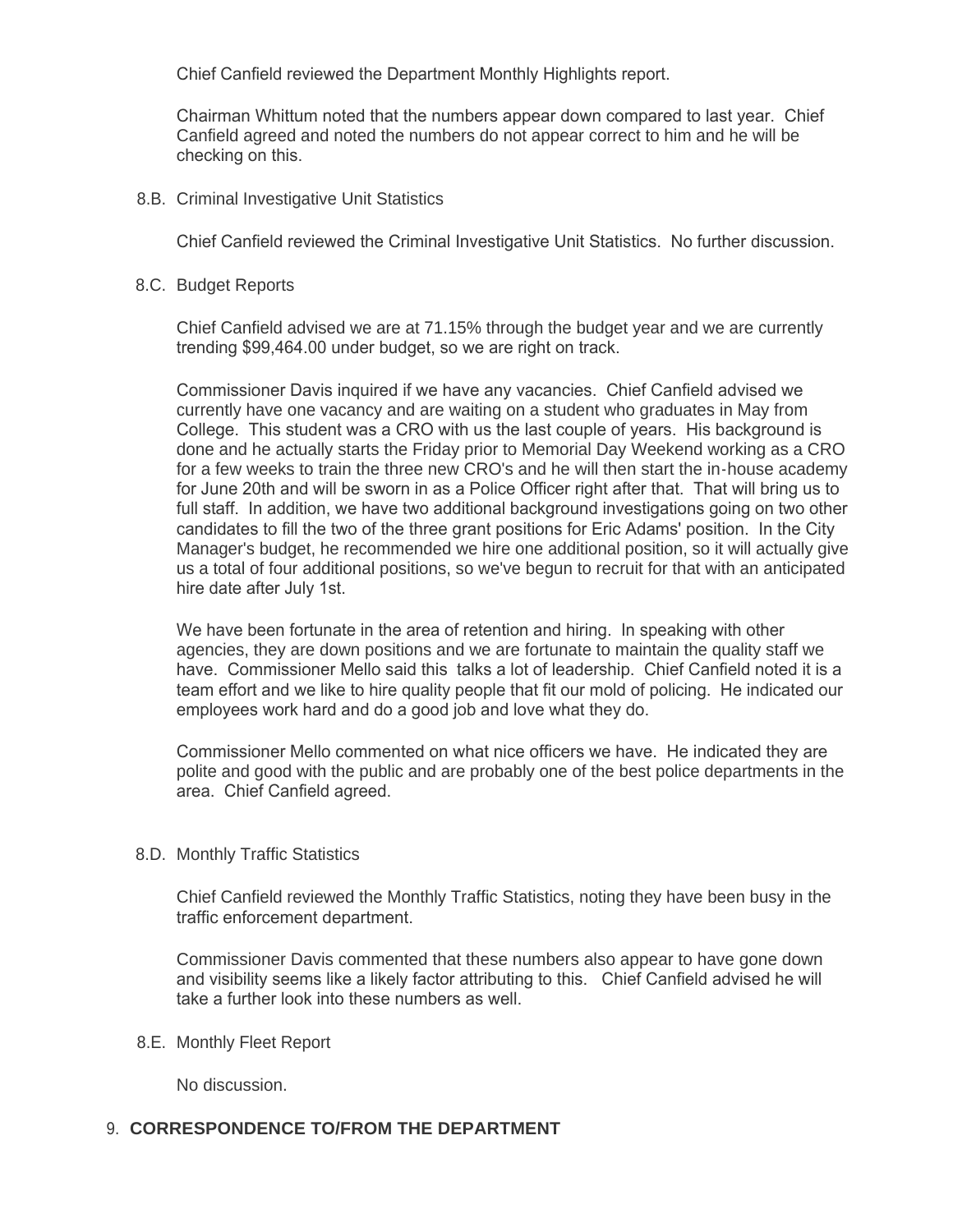Chief Canfield reviewed the Department Monthly Highlights report.

Chairman Whittum noted that the numbers appear down compared to last year. Chief Canfield agreed and noted the numbers do not appear correct to him and he will be checking on this.

8.B. Criminal Investigative Unit Statistics

Chief Canfield reviewed the Criminal Investigative Unit Statistics. No further discussion.

8.C. Budget Reports

Chief Canfield advised we are at 71.15% through the budget year and we are currently trending $99,464.00 under budget, so we are right on track.

Commissioner Davis inquired if we have any vacancies. Chief Canfield advised we currently have one vacancy and are waiting on a student who graduates in May from College. This student was a CRO with us the last couple of years. His background is done and he actually starts the Friday prior to Memorial Day Weekend working as a CRO for a few weeks to train the three new CRO's and he will then start the in-house academy for June 20th and will be sworn in as a Police Officer right after that. That will bring us to full staff. In addition, we have two additional background investigations going on two other candidates to fill the two of the three grant positions for Eric Adams' position. In the City Manager's budget, he recommended we hire one additional position, so it will actually give us a total of four additional positions, so we've begun to recruit for that with an anticipated hire date after July 1st.

We have been fortunate in the area of retention and hiring. In speaking with other agencies, they are down positions and we are fortunate to maintain the quality staff we have. Commissioner Mello said this talks a lot of leadership. Chief Canfield noted it is a team effort and we like to hire quality people that fit our mold of policing. He indicated our employees work hard and do a good job and love what they do.

Commissioner Mello commented on what nice officers we have. He indicated they are polite and good with the public and are probably one of the best police departments in the area. Chief Canfield agreed.

8.D. Monthly Traffic Statistics

Chief Canfield reviewed the Monthly Traffic Statistics, noting they have been busy in the traffic enforcement department.

Commissioner Davis commented that these numbers also appear to have gone down and visibility seems like a likely factor attributing to this. Chief Canfield advised he will take a further look into these numbers as well.

8.E. Monthly Fleet Report

No discussion.

## 9. CORRESPONDENCE TO/FROM THE DEPARTMENT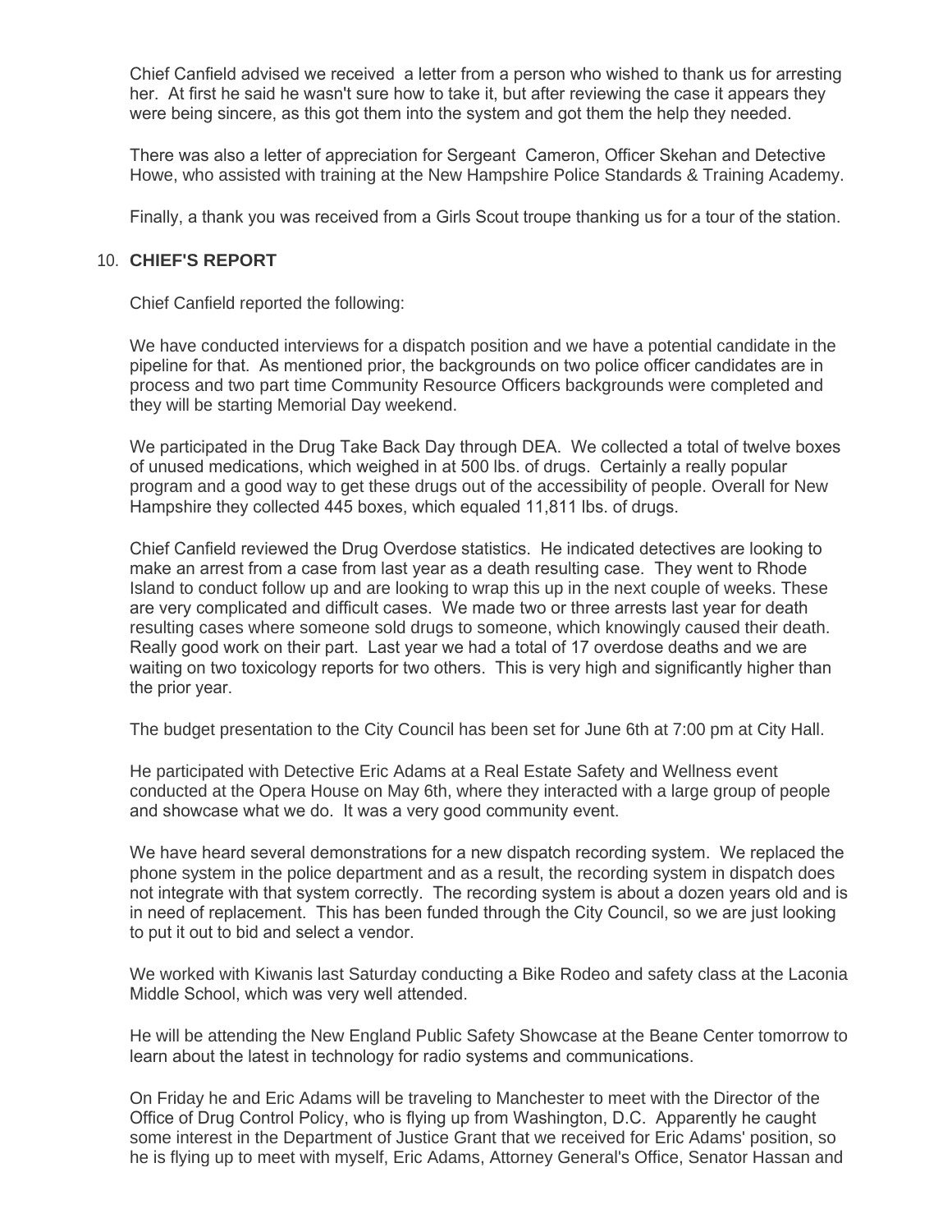Chief Canfield advised we received a letter from a person who wished to thank us for arresting her. At first he said he wasn't sure how to take it, but after reviewing the case it appears they were being sincere, as this got them into the system and got them the help they needed.

There was also a letter of appreciation for Sergeant Cameron, Officer Skehan and Detective Howe, who assisted with training at the New Hampshire Police Standards & Training Academy.

Finally, a thank you was received from a Girls Scout troupe thanking us for a tour of the station.

10. **CHIEF'S REPORT**

Chief Canfield reported the following:

We have conducted interviews for a dispatch position and we have a potential candidate in the pipeline for that. As mentioned prior, the backgrounds on two police officer candidates are in process and two part time Community Resource Officers backgrounds were completed and they will be starting Memorial Day weekend.

We participated in the Drug Take Back Day through DEA. We collected a total of twelve boxes of unused medications, which weighed in at 500 lbs. of drugs. Certainly a really popular program and a good way to get these drugs out of the accessibility of people. Overall for New Hampshire they collected 445 boxes, which equaled 11,811 lbs. of drugs.

Chief Canfield reviewed the Drug Overdose statistics. He indicated detectives are looking to make an arrest from a case from last year as a death resulting case. They went to Rhode Island to conduct follow up and are looking to wrap this up in the next couple of weeks. These are very complicated and difficult cases. We made two or three arrests last year for death resulting cases where someone sold drugs to someone, which knowingly caused their death. Really good work on their part. Last year we had a total of 17 overdose deaths and we are waiting on two toxicology reports for two others. This is very high and significantly higher than the prior year.

The budget presentation to the City Council has been set for June 6th at 7:00 pm at City Hall.

He participated with Detective Eric Adams at a Real Estate Safety and Wellness event conducted at the Opera House on May 6th, where they interacted with a large group of people and showcase what we do. It was a very good community event.

We have heard several demonstrations for a new dispatch recording system. We replaced the phone system in the police department and as a result, the recording system in dispatch does not integrate with that system correctly. The recording system is about a dozen years old and is in need of replacement. This has been funded through the City Council, so we are just looking to put it out to bid and select a vendor.

We worked with Kiwanis last Saturday conducting a Bike Rodeo and safety class at the Laconia Middle School, which was very well attended.

He will be attending the New England Public Safety Showcase at the Beane Center tomorrow to learn about the latest in technology for radio systems and communications.

On Friday he and Eric Adams will be traveling to Manchester to meet with the Director of the Office of Drug Control Policy, who is flying up from Washington, D.C. Apparently he caught some interest in the Department of Justice Grant that we received for Eric Adams' position, so he is flying up to meet with myself, Eric Adams, Attorney General's Office, Senator Hassan and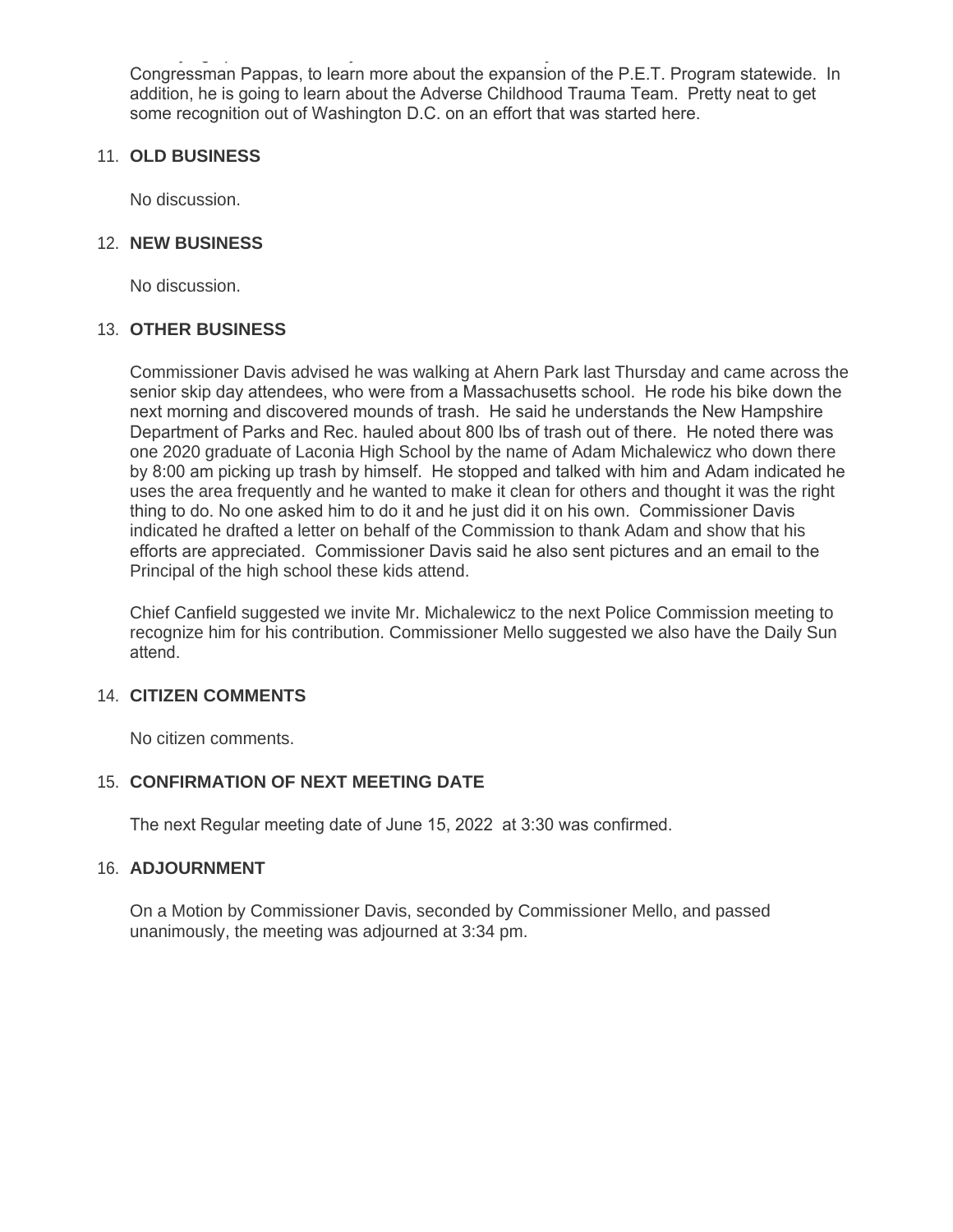Congressman Pappas, to learn more about the expansion of the P.E.T. Program statewide. In addition, he is going to learn about the Adverse Childhood Trauma Team. Pretty neat to get some recognition out of Washington D.C. on an effort that was started here.

11. **OLD BUSINESS**

No discussion.

12. **NEW BUSINESS**

No discussion.

13. **OTHER BUSINESS**

Commissioner Davis advised he was walking at Ahern Park last Thursday and came across the senior skip day attendees, who were from a Massachusetts school. He rode his bike down the next morning and discovered mounds of trash. He said he understands the New Hampshire Department of Parks and Rec. hauled about 800 lbs of trash out of there. He noted there was one 2020 graduate of Laconia High School by the name of Adam Michalewicz who down there by 8:00 am picking up trash by himself. He stopped and talked with him and Adam indicated he uses the area frequently and he wanted to make it clean for others and thought it was the right thing to do. No one asked him to do it and he just did it on his own. Commissioner Davis indicated he drafted a letter on behalf of the Commission to thank Adam and show that his efforts are appreciated. Commissioner Davis said he also sent pictures and an email to the Principal of the high school these kids attend.

Chief Canfield suggested we invite Mr. Michalewicz to the next Police Commission meeting to recognize him for his contribution. Commissioner Mello suggested we also have the Daily Sun attend.

14. **CITIZEN COMMENTS**

No citizen comments.

15. **CONFIRMATION OF NEXT MEETING DATE**

The next Regular meeting date of June 15, 2022 at 3:30 was confirmed.

16. **ADJOURNMENT**

On a Motion by Commissioner Davis, seconded by Commissioner Mello, and passed unanimously, the meeting was adjourned at 3:34 pm.